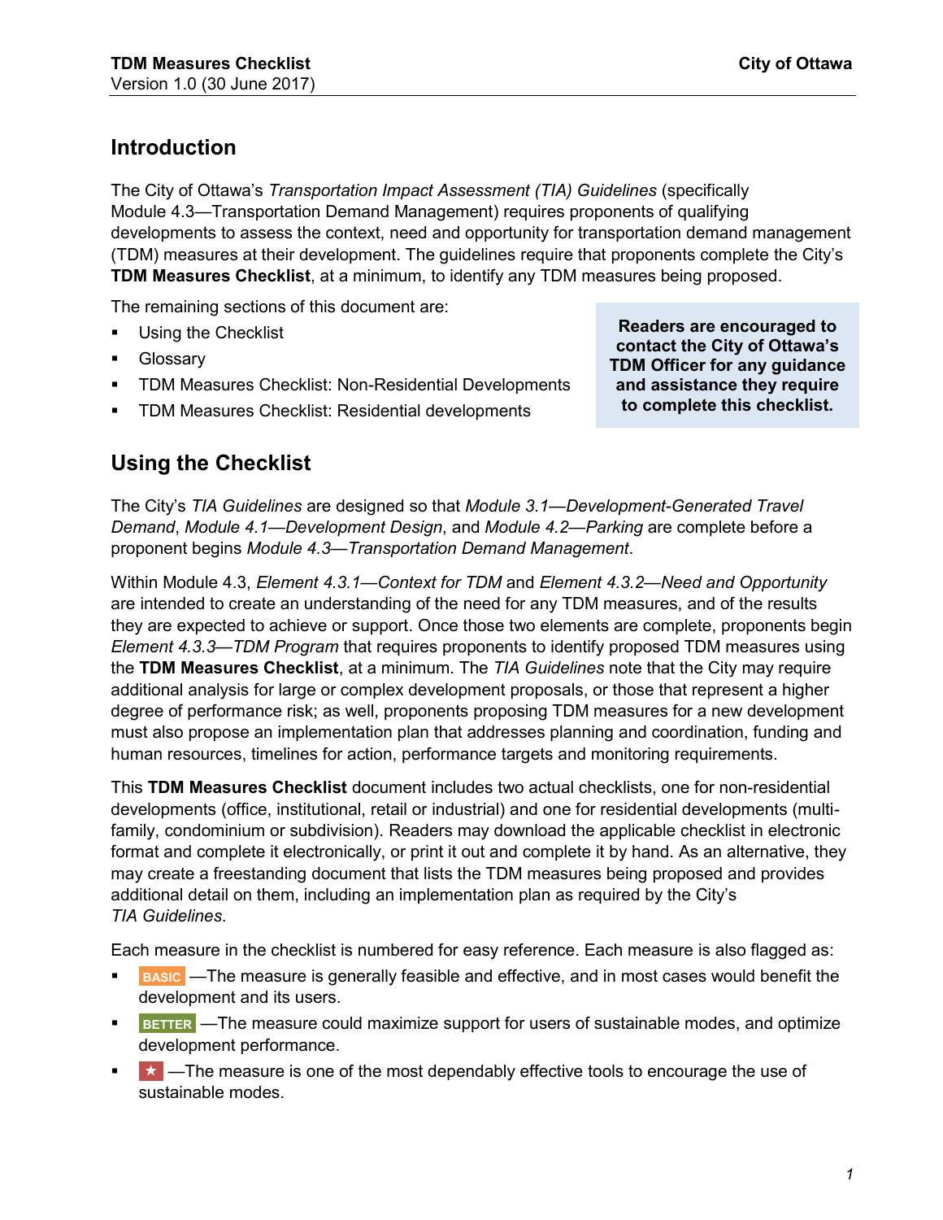## Introduction

The City of Ottawa's *Transportation Impact Assessment (TIA) Guidelines* (specifically Module 4.3—Transportation Demand Management) requires proponents of qualifying developments to assess the context, need and opportunity for transportation demand management (TDM) measures at their development. The guidelines require that proponents complete the City's **TDM Measures Checklist**, at a minimum, to identify any TDM measures being proposed.

The remaining sections of this document are:

- Using the Checklist
- Glossary
- TDM Measures Checklist: Non-Residential Developments
- TDM Measures Checklist: Residential developments

**Readers are encouraged to contact the City of Ottawa's TDM Officer for any guidance and assistance they require to complete this checklist.**

## Using the Checklist

The City's *TIA Guidelines* are designed so that *Module 3.1—Development-Generated Travel Demand*, *Module 4.1—Development Design*, and *Module 4.2—Parking* are complete before a proponent begins *Module 4.3—Transportation Demand Management*.

Within Module 4.3, *Element 4.3.1—Context for TDM* and *Element 4.3.2—Need and Opportunity* are intended to create an understanding of the need for any TDM measures, and of the results they are expected to achieve or support. Once those two elements are complete, proponents begin *Element 4.3.3—TDM Program* that requires proponents to identify proposed TDM measures using the **TDM Measures Checklist**, at a minimum. The *TIA Guidelines* note that the City may require additional analysis for large or complex development proposals, or those that represent a higher degree of performance risk; as well, proponents proposing TDM measures for a new development must also propose an implementation plan that addresses planning and coordination, funding and human resources, timelines for action, performance targets and monitoring requirements.

This **TDM Measures Checklist** document includes two actual checklists, one for non-residential developments (office, institutional, retail or industrial) and one for residential developments (multi-family, condominium or subdivision). Readers may download the applicable checklist in electronic format and complete it electronically, or print it out and complete it by hand. As an alternative, they may create a freestanding document that lists the TDM measures being proposed and provides additional detail on them, including an implementation plan as required by the City's *TIA Guidelines*.

Each measure in the checklist is numbered for easy reference. Each measure is also flagged as:

- **BASIC** —The measure is generally feasible and effective, and in most cases would benefit the development and its users.
- **BETTER** —The measure could maximize support for users of sustainable modes, and optimize development performance.
- ★ —The measure is one of the most dependably effective tools to encourage the use of sustainable modes.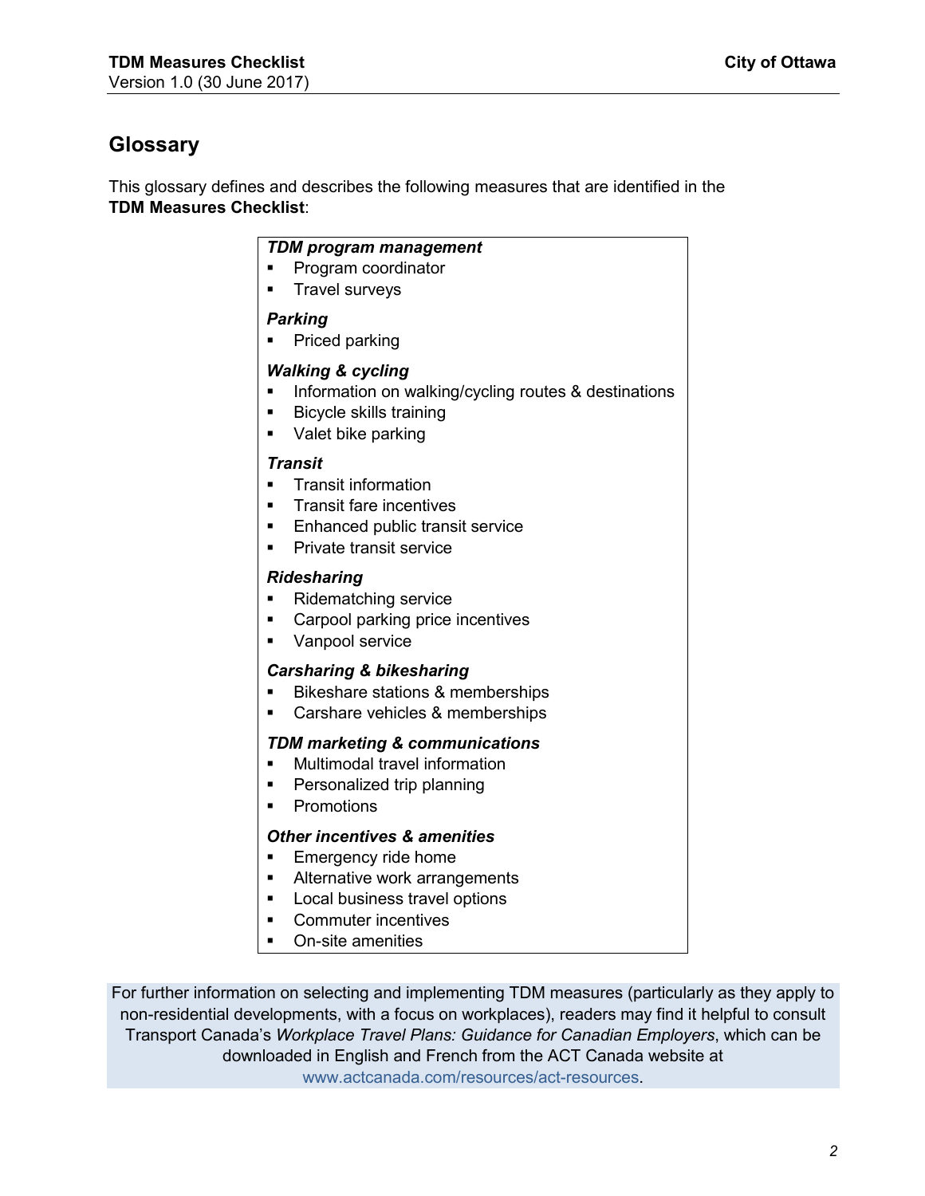## Glossary

This glossary defines and describes the following measures that are identified in the **TDM Measures Checklist**:

***TDM program management***

- Program coordinator
- Travel surveys

***Parking***

- Priced parking

***Walking & cycling***

- Information on walking/cycling routes & destinations
- Bicycle skills training
- Valet bike parking

***Transit***

- Transit information
- Transit fare incentives
- Enhanced public transit service
- Private transit service

***Ridesharing***

- Ridematching service
- Carpool parking price incentives
- Vanpool service

***Carsharing & bikesharing***

- Bikeshare stations & memberships
- Carshare vehicles & memberships

***TDM marketing & communications***

- Multimodal travel information
- Personalized trip planning
- Promotions

***Other incentives & amenities***

- Emergency ride home
- Alternative work arrangements
- Local business travel options
- Commuter incentives
- On-site amenities

For further information on selecting and implementing TDM measures (particularly as they apply to non-residential developments, with a focus on workplaces), readers may find it helpful to consult Transport Canada's *Workplace Travel Plans: Guidance for Canadian Employers*, which can be downloaded in English and French from the ACT Canada website at www.actcanada.com/resources/act-resources.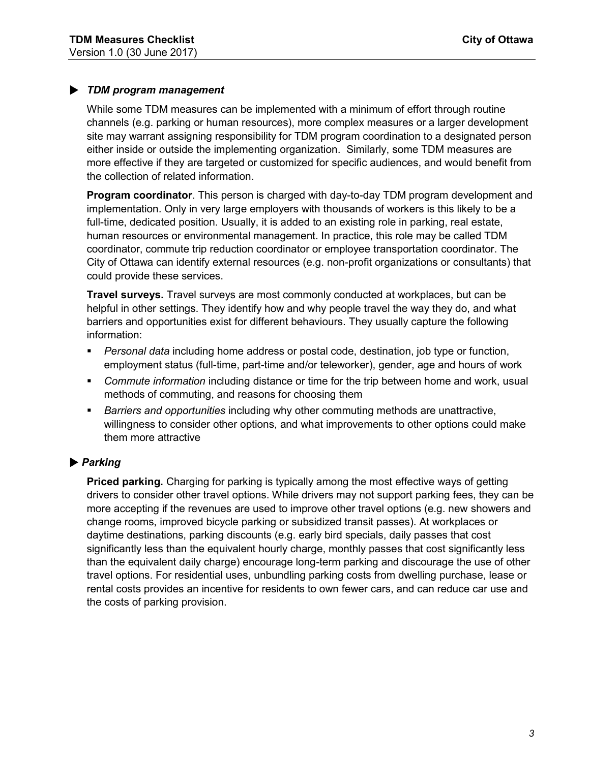### ▶ *TDM program management*

While some TDM measures can be implemented with a minimum of effort through routine channels (e.g. parking or human resources), more complex measures or a larger development site may warrant assigning responsibility for TDM program coordination to a designated person either inside or outside the implementing organization. Similarly, some TDM measures are more effective if they are targeted or customized for specific audiences, and would benefit from the collection of related information.

**Program coordinator**. This person is charged with day-to-day TDM program development and implementation. Only in very large employers with thousands of workers is this likely to be a full-time, dedicated position. Usually, it is added to an existing role in parking, real estate, human resources or environmental management. In practice, this role may be called TDM coordinator, commute trip reduction coordinator or employee transportation coordinator. The City of Ottawa can identify external resources (e.g. non-profit organizations or consultants) that could provide these services.

**Travel surveys.** Travel surveys are most commonly conducted at workplaces, but can be helpful in other settings. They identify how and why people travel the way they do, and what barriers and opportunities exist for different behaviours. They usually capture the following information:

- *Personal data* including home address or postal code, destination, job type or function, employment status (full-time, part-time and/or teleworker), gender, age and hours of work
- *Commute information* including distance or time for the trip between home and work, usual methods of commuting, and reasons for choosing them
- *Barriers and opportunities* including why other commuting methods are unattractive, willingness to consider other options, and what improvements to other options could make them more attractive

### ▶ *Parking*

**Priced parking.** Charging for parking is typically among the most effective ways of getting drivers to consider other travel options. While drivers may not support parking fees, they can be more accepting if the revenues are used to improve other travel options (e.g. new showers and change rooms, improved bicycle parking or subsidized transit passes). At workplaces or daytime destinations, parking discounts (e.g. early bird specials, daily passes that cost significantly less than the equivalent hourly charge, monthly passes that cost significantly less than the equivalent daily charge) encourage long-term parking and discourage the use of other travel options. For residential uses, unbundling parking costs from dwelling purchase, lease or rental costs provides an incentive for residents to own fewer cars, and can reduce car use and the costs of parking provision.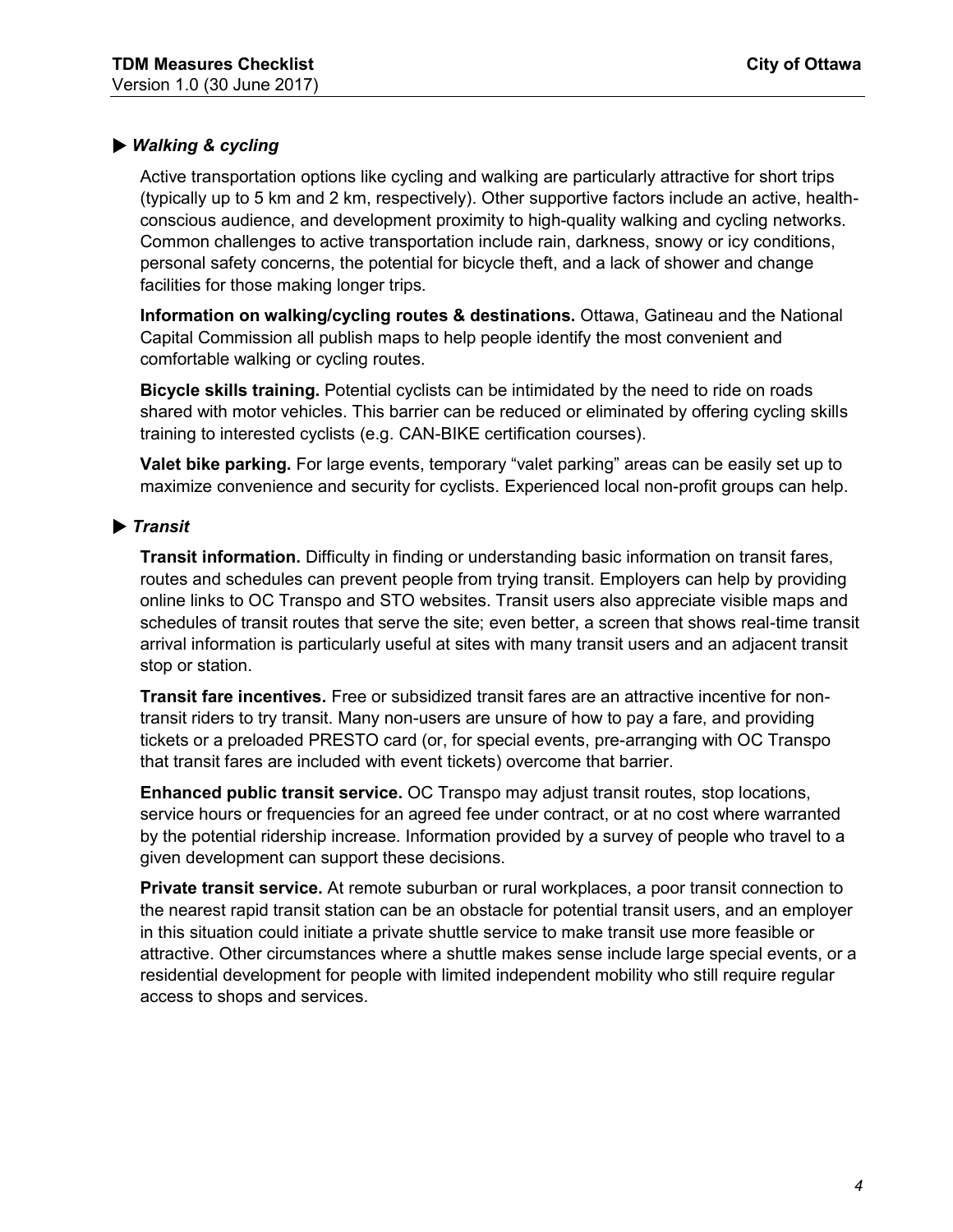### ▶ *Walking & cycling*

Active transportation options like cycling and walking are particularly attractive for short trips (typically up to 5 km and 2 km, respectively). Other supportive factors include an active, health-conscious audience, and development proximity to high-quality walking and cycling networks. Common challenges to active transportation include rain, darkness, snowy or icy conditions, personal safety concerns, the potential for bicycle theft, and a lack of shower and change facilities for those making longer trips.

**Information on walking/cycling routes & destinations.** Ottawa, Gatineau and the National Capital Commission all publish maps to help people identify the most convenient and comfortable walking or cycling routes.

**Bicycle skills training.** Potential cyclists can be intimidated by the need to ride on roads shared with motor vehicles. This barrier can be reduced or eliminated by offering cycling skills training to interested cyclists (e.g. CAN-BIKE certification courses).

**Valet bike parking.** For large events, temporary "valet parking" areas can be easily set up to maximize convenience and security for cyclists. Experienced local non-profit groups can help.

### ▶ *Transit*

**Transit information.** Difficulty in finding or understanding basic information on transit fares, routes and schedules can prevent people from trying transit. Employers can help by providing online links to OC Transpo and STO websites. Transit users also appreciate visible maps and schedules of transit routes that serve the site; even better, a screen that shows real-time transit arrival information is particularly useful at sites with many transit users and an adjacent transit stop or station.

**Transit fare incentives.** Free or subsidized transit fares are an attractive incentive for non-transit riders to try transit. Many non-users are unsure of how to pay a fare, and providing tickets or a preloaded PRESTO card (or, for special events, pre-arranging with OC Transpo that transit fares are included with event tickets) overcome that barrier.

**Enhanced public transit service.** OC Transpo may adjust transit routes, stop locations, service hours or frequencies for an agreed fee under contract, or at no cost where warranted by the potential ridership increase. Information provided by a survey of people who travel to a given development can support these decisions.

**Private transit service.** At remote suburban or rural workplaces, a poor transit connection to the nearest rapid transit station can be an obstacle for potential transit users, and an employer in this situation could initiate a private shuttle service to make transit use more feasible or attractive. Other circumstances where a shuttle makes sense include large special events, or a residential development for people with limited independent mobility who still require regular access to shops and services.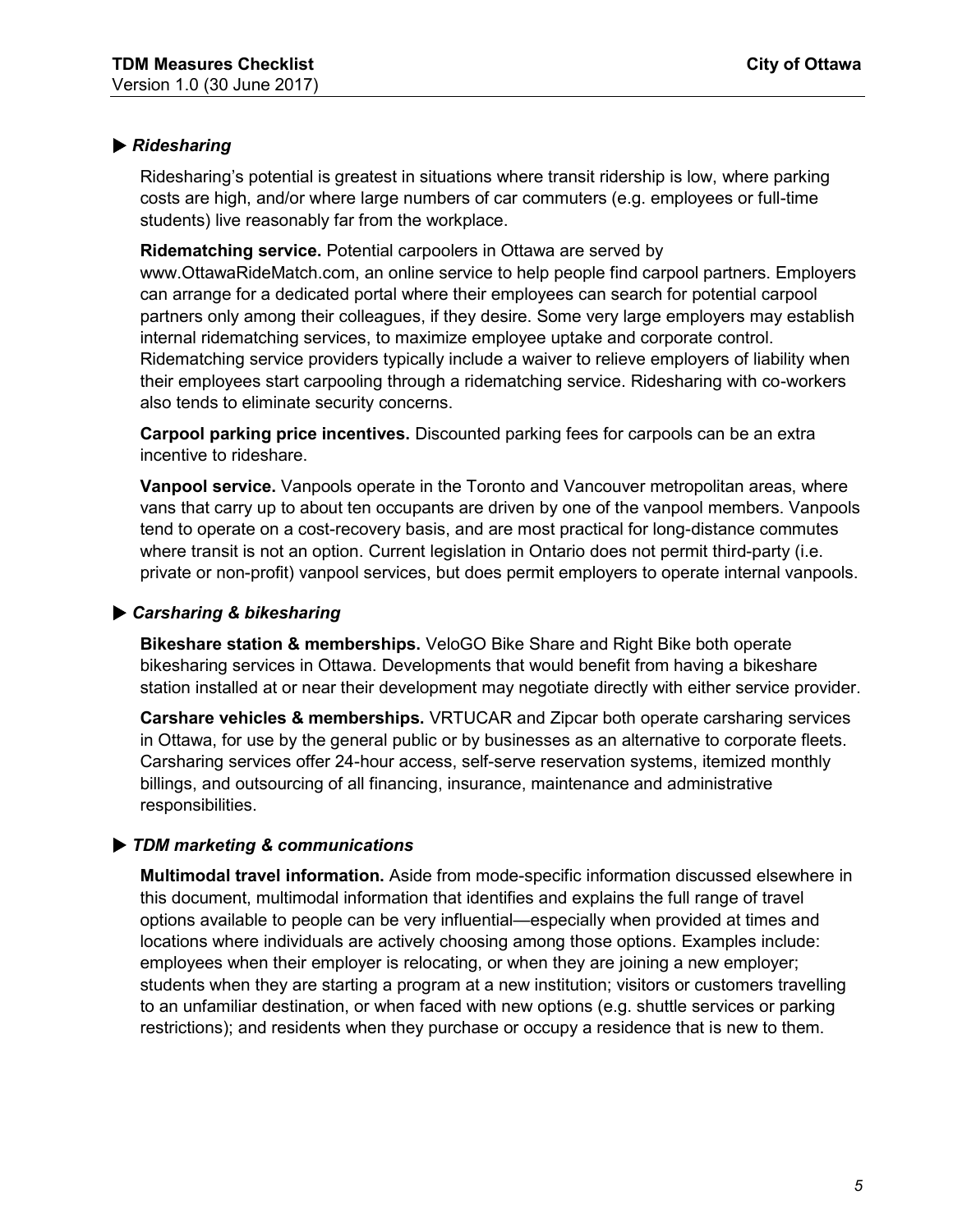### ▶ *Ridesharing*

Ridesharing's potential is greatest in situations where transit ridership is low, where parking costs are high, and/or where large numbers of car commuters (e.g. employees or full-time students) live reasonably far from the workplace.

**Ridematching service.** Potential carpoolers in Ottawa are served by www.OttawaRideMatch.com, an online service to help people find carpool partners. Employers can arrange for a dedicated portal where their employees can search for potential carpool partners only among their colleagues, if they desire. Some very large employers may establish internal ridematching services, to maximize employee uptake and corporate control. Ridematching service providers typically include a waiver to relieve employers of liability when their employees start carpooling through a ridematching service. Ridesharing with co-workers also tends to eliminate security concerns.

**Carpool parking price incentives.** Discounted parking fees for carpools can be an extra incentive to rideshare.

**Vanpool service.** Vanpools operate in the Toronto and Vancouver metropolitan areas, where vans that carry up to about ten occupants are driven by one of the vanpool members. Vanpools tend to operate on a cost-recovery basis, and are most practical for long-distance commutes where transit is not an option. Current legislation in Ontario does not permit third-party (i.e. private or non-profit) vanpool services, but does permit employers to operate internal vanpools.

### ▶ *Carsharing & bikesharing*

**Bikeshare station & memberships.** VeloGO Bike Share and Right Bike both operate bikesharing services in Ottawa. Developments that would benefit from having a bikeshare station installed at or near their development may negotiate directly with either service provider.

**Carshare vehicles & memberships.** VRTUCAR and Zipcar both operate carsharing services in Ottawa, for use by the general public or by businesses as an alternative to corporate fleets. Carsharing services offer 24-hour access, self-serve reservation systems, itemized monthly billings, and outsourcing of all financing, insurance, maintenance and administrative responsibilities.

### ▶ *TDM marketing & communications*

**Multimodal travel information.** Aside from mode-specific information discussed elsewhere in this document, multimodal information that identifies and explains the full range of travel options available to people can be very influential—especially when provided at times and locations where individuals are actively choosing among those options. Examples include: employees when their employer is relocating, or when they are joining a new employer; students when they are starting a program at a new institution; visitors or customers travelling to an unfamiliar destination, or when faced with new options (e.g. shuttle services or parking restrictions); and residents when they purchase or occupy a residence that is new to them.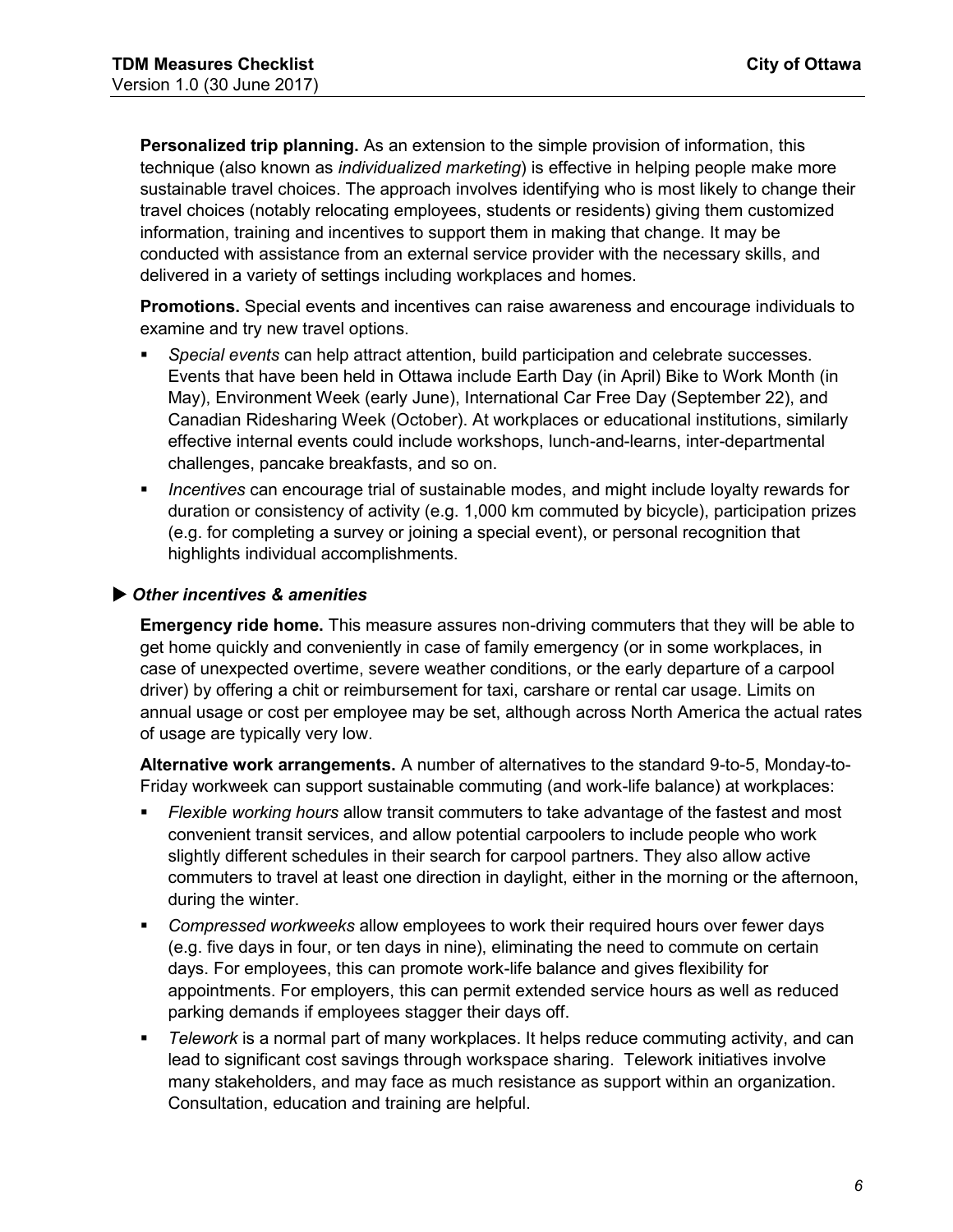**Personalized trip planning.** As an extension to the simple provision of information, this technique (also known as *individualized marketing*) is effective in helping people make more sustainable travel choices. The approach involves identifying who is most likely to change their travel choices (notably relocating employees, students or residents) giving them customized information, training and incentives to support them in making that change. It may be conducted with assistance from an external service provider with the necessary skills, and delivered in a variety of settings including workplaces and homes.

**Promotions.** Special events and incentives can raise awareness and encourage individuals to examine and try new travel options.

- *Special events* can help attract attention, build participation and celebrate successes. Events that have been held in Ottawa include Earth Day (in April) Bike to Work Month (in May), Environment Week (early June), International Car Free Day (September 22), and Canadian Ridesharing Week (October). At workplaces or educational institutions, similarly effective internal events could include workshops, lunch-and-learns, inter-departmental challenges, pancake breakfasts, and so on.
- *Incentives* can encourage trial of sustainable modes, and might include loyalty rewards for duration or consistency of activity (e.g. 1,000 km commuted by bicycle), participation prizes (e.g. for completing a survey or joining a special event), or personal recognition that highlights individual accomplishments.

### ▶ *Other incentives & amenities*

**Emergency ride home.** This measure assures non-driving commuters that they will be able to get home quickly and conveniently in case of family emergency (or in some workplaces, in case of unexpected overtime, severe weather conditions, or the early departure of a carpool driver) by offering a chit or reimbursement for taxi, carshare or rental car usage. Limits on annual usage or cost per employee may be set, although across North America the actual rates of usage are typically very low.

**Alternative work arrangements.** A number of alternatives to the standard 9-to-5, Monday-to-Friday workweek can support sustainable commuting (and work-life balance) at workplaces:

- *Flexible working hours* allow transit commuters to take advantage of the fastest and most convenient transit services, and allow potential carpoolers to include people who work slightly different schedules in their search for carpool partners. They also allow active commuters to travel at least one direction in daylight, either in the morning or the afternoon, during the winter.
- *Compressed workweeks* allow employees to work their required hours over fewer days (e.g. five days in four, or ten days in nine), eliminating the need to commute on certain days. For employees, this can promote work-life balance and gives flexibility for appointments. For employers, this can permit extended service hours as well as reduced parking demands if employees stagger their days off.
- *Telework* is a normal part of many workplaces. It helps reduce commuting activity, and can lead to significant cost savings through workspace sharing. Telework initiatives involve many stakeholders, and may face as much resistance as support within an organization. Consultation, education and training are helpful.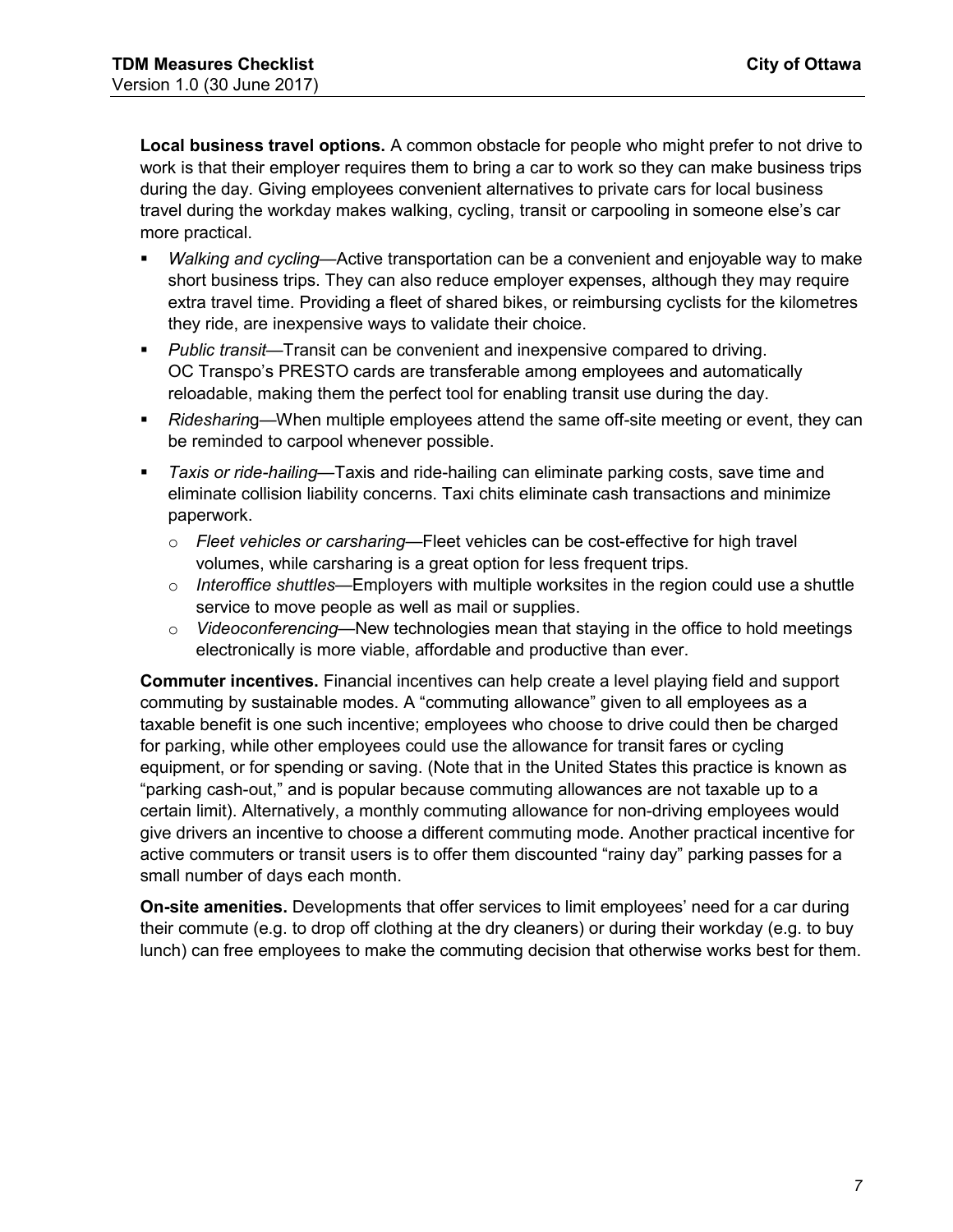**Local business travel options.** A common obstacle for people who might prefer to not drive to work is that their employer requires them to bring a car to work so they can make business trips during the day. Giving employees convenient alternatives to private cars for local business travel during the workday makes walking, cycling, transit or carpooling in someone else's car more practical.

- *Walking and cycling*—Active transportation can be a convenient and enjoyable way to make short business trips. They can also reduce employer expenses, although they may require extra travel time. Providing a fleet of shared bikes, or reimbursing cyclists for the kilometres they ride, are inexpensive ways to validate their choice.
- *Public transit*—Transit can be convenient and inexpensive compared to driving. OC Transpo's PRESTO cards are transferable among employees and automatically reloadable, making them the perfect tool for enabling transit use during the day.
- *Ridesharin*g—When multiple employees attend the same off-site meeting or event, they can be reminded to carpool whenever possible.
- *Taxis or ride-hailing*—Taxis and ride-hailing can eliminate parking costs, save time and eliminate collision liability concerns. Taxi chits eliminate cash transactions and minimize paperwork.
  - *Fleet vehicles or carsharing*—Fleet vehicles can be cost-effective for high travel volumes, while carsharing is a great option for less frequent trips.
  - *Interoffice shuttles*—Employers with multiple worksites in the region could use a shuttle service to move people as well as mail or supplies.
  - *Videoconferencing*—New technologies mean that staying in the office to hold meetings electronically is more viable, affordable and productive than ever.

**Commuter incentives.** Financial incentives can help create a level playing field and support commuting by sustainable modes. A "commuting allowance" given to all employees as a taxable benefit is one such incentive; employees who choose to drive could then be charged for parking, while other employees could use the allowance for transit fares or cycling equipment, or for spending or saving. (Note that in the United States this practice is known as "parking cash-out," and is popular because commuting allowances are not taxable up to a certain limit). Alternatively, a monthly commuting allowance for non-driving employees would give drivers an incentive to choose a different commuting mode. Another practical incentive for active commuters or transit users is to offer them discounted "rainy day" parking passes for a small number of days each month.

**On-site amenities.** Developments that offer services to limit employees' need for a car during their commute (e.g. to drop off clothing at the dry cleaners) or during their workday (e.g. to buy lunch) can free employees to make the commuting decision that otherwise works best for them.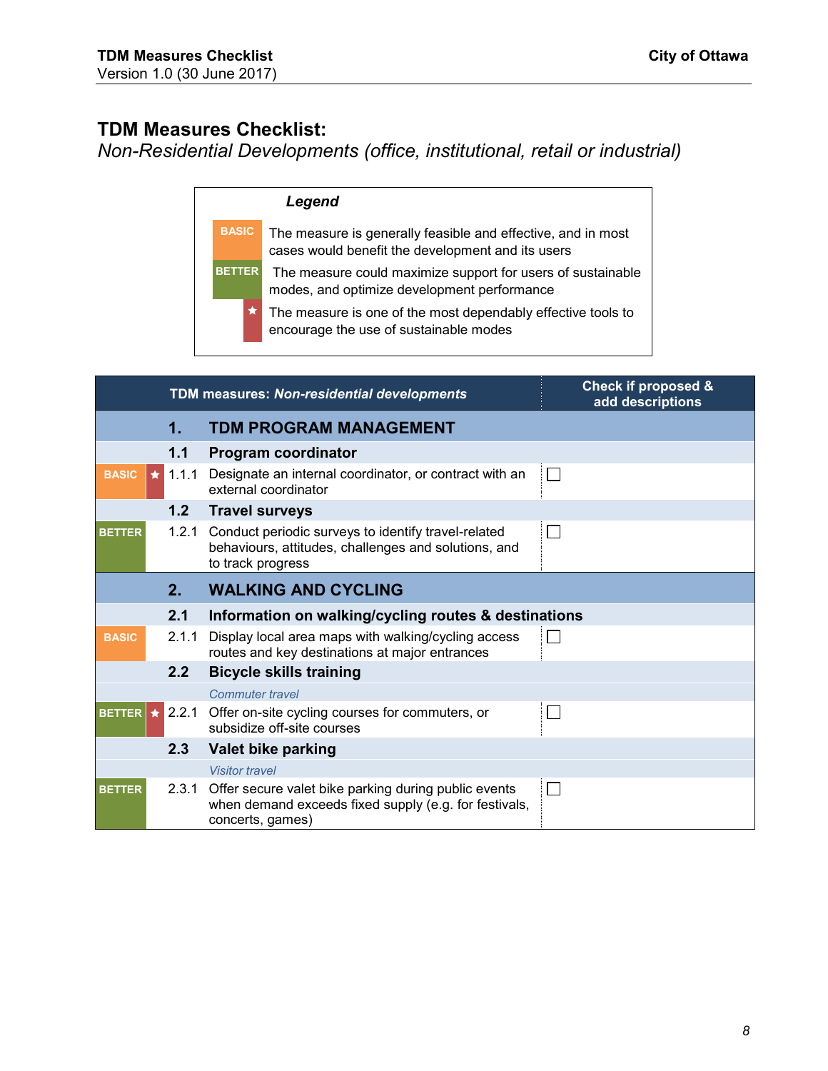## TDM Measures Checklist:

*Non-Residential Developments (office, institutional, retail or industrial)*

| *Legend* | |
|---|---|
| BASIC | The measure is generally feasible and effective, and in most cases would benefit the development and its users |
| BETTER | The measure could maximize support for users of sustainable modes, and optimize development performance |
| ★ | The measure is one of the most dependably effective tools to encourage the use of sustainable modes |

| | | | TDM measures: *Non-residential developments* | Check if proposed & add descriptions |
|---|---|---|---|---|
| | | **1.** | **TDM PROGRAM MANAGEMENT** | |
| | | **1.1** | **Program coordinator** | |
| BASIC | ★ | 1.1.1 | Designate an internal coordinator, or contract with an external coordinator | ☐ |
| | | **1.2** | **Travel surveys** | |
| BETTER | | 1.2.1 | Conduct periodic surveys to identify travel-related behaviours, attitudes, challenges and solutions, and to track progress | ☐ |
| | | **2.** | **WALKING AND CYCLING** | |
| | | **2.1** | **Information on walking/cycling routes & destinations** | |
| BASIC | | 2.1.1 | Display local area maps with walking/cycling access routes and key destinations at major entrances | ☐ |
| | | **2.2** | **Bicycle skills training** | |
| | | | *Commuter travel* | |
| BETTER | ★ | 2.2.1 | Offer on-site cycling courses for commuters, or subsidize off-site courses | ☐ |
| | | **2.3** | **Valet bike parking** | |
| | | | *Visitor travel* | |
| BETTER | | 2.3.1 | Offer secure valet bike parking during public events when demand exceeds fixed supply (e.g. for festivals, concerts, games) | ☐ |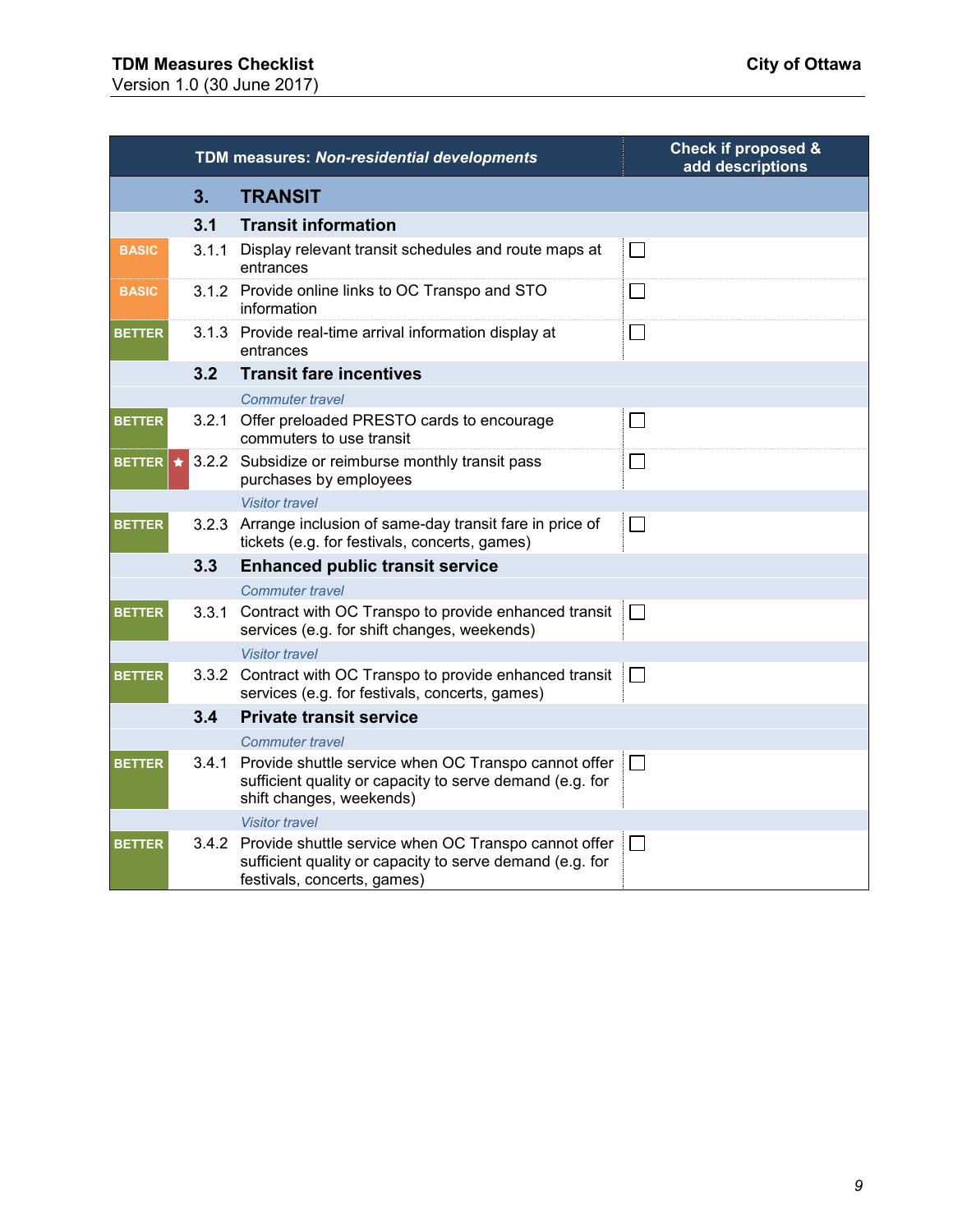| | | TDM measures: *Non-residential developments* | Check if proposed & add descriptions |
|---|---|---|---|
| | **3.** | **TRANSIT** | |
| | **3.1** | **Transit information** | |
| BASIC | 3.1.1 | Display relevant transit schedules and route maps at entrances | ☐ |
| BASIC | 3.1.2 | Provide online links to OC Transpo and STO information | ☐ |
| BETTER | 3.1.3 | Provide real-time arrival information display at entrances | ☐ |
| | **3.2** | **Transit fare incentives** | |
| | | *Commuter travel* | |
| BETTER | 3.2.1 | Offer preloaded PRESTO cards to encourage commuters to use transit | ☐ |
| BETTER ★ | 3.2.2 | Subsidize or reimburse monthly transit pass purchases by employees | ☐ |
| | | *Visitor travel* | |
| BETTER | 3.2.3 | Arrange inclusion of same-day transit fare in price of tickets (e.g. for festivals, concerts, games) | ☐ |
| | **3.3** | **Enhanced public transit service** | |
| | | *Commuter travel* | |
| BETTER | 3.3.1 | Contract with OC Transpo to provide enhanced transit services (e.g. for shift changes, weekends) | ☐ |
| | | *Visitor travel* | |
| BETTER | 3.3.2 | Contract with OC Transpo to provide enhanced transit services (e.g. for festivals, concerts, games) | ☐ |
| | **3.4** | **Private transit service** | |
| | | *Commuter travel* | |
| BETTER | 3.4.1 | Provide shuttle service when OC Transpo cannot offer sufficient quality or capacity to serve demand (e.g. for shift changes, weekends) | ☐ |
| | | *Visitor travel* | |
| BETTER | 3.4.2 | Provide shuttle service when OC Transpo cannot offer sufficient quality or capacity to serve demand (e.g. for festivals, concerts, games) | ☐ |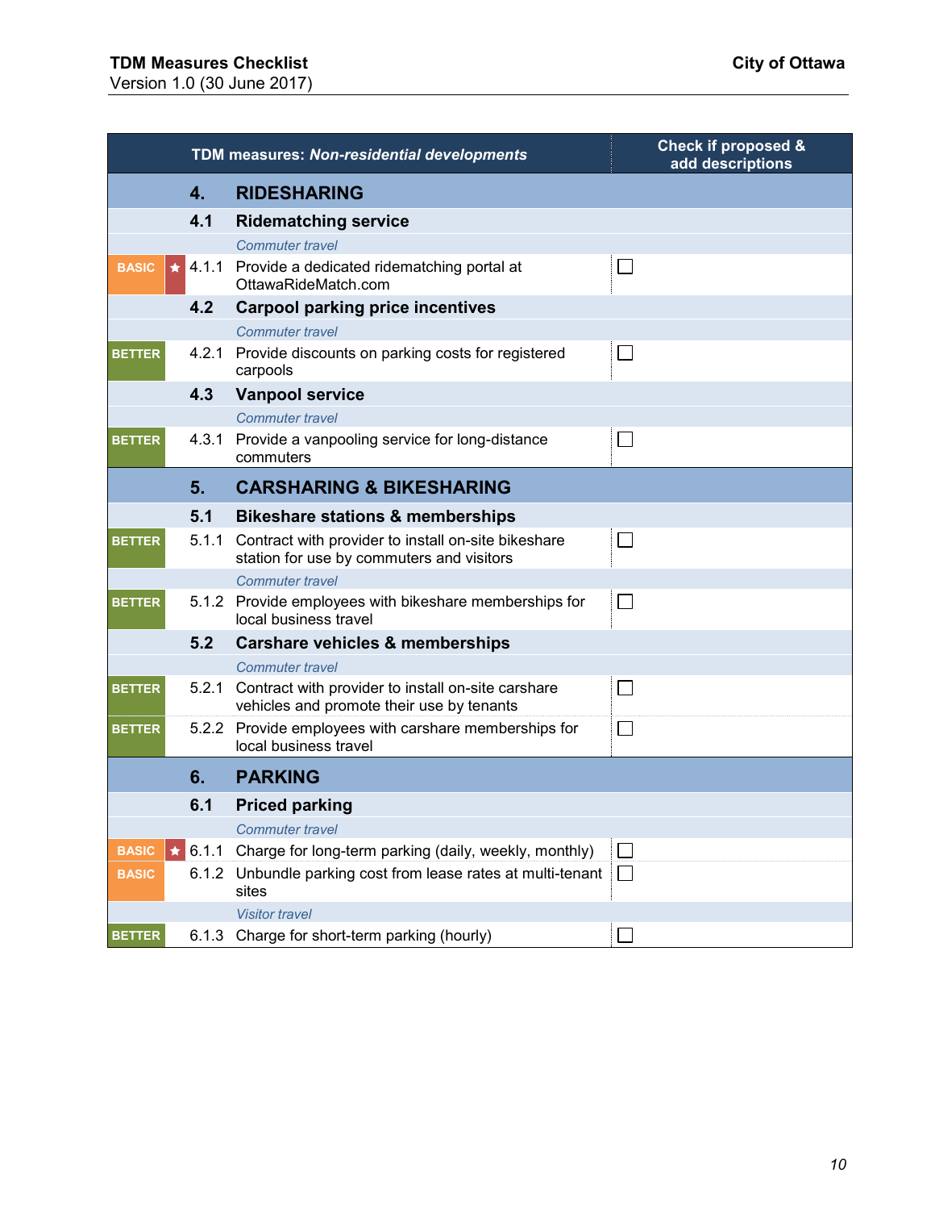| | | TDM measures: *Non-residential developments* | | Check if proposed & add descriptions |
|---|---|---|---|---|
| | | **4.** | **RIDESHARING** | |
| | | **4.1** | **Ridematching service** | |
| | | | *Commuter travel* | |
| BASIC | ★ | 4.1.1 | Provide a dedicated ridematching portal at OttawaRideMatch.com | ☐ |
| | | **4.2** | **Carpool parking price incentives** | |
| | | | *Commuter travel* | |
| BETTER | | 4.2.1 | Provide discounts on parking costs for registered carpools | ☐ |
| | | **4.3** | **Vanpool service** | |
| | | | *Commuter travel* | |
| BETTER | | 4.3.1 | Provide a vanpooling service for long-distance commuters | ☐ |
| | | **5.** | **CARSHARING & BIKESHARING** | |
| | | **5.1** | **Bikeshare stations & memberships** | |
| BETTER | | 5.1.1 | Contract with provider to install on-site bikeshare station for use by commuters and visitors | ☐ |
| | | | *Commuter travel* | |
| BETTER | | 5.1.2 | Provide employees with bikeshare memberships for local business travel | ☐ |
| | | **5.2** | **Carshare vehicles & memberships** | |
| | | | *Commuter travel* | |
| BETTER | | 5.2.1 | Contract with provider to install on-site carshare vehicles and promote their use by tenants | ☐ |
| BETTER | | 5.2.2 | Provide employees with carshare memberships for local business travel | ☐ |
| | | **6.** | **PARKING** | |
| | | **6.1** | **Priced parking** | |
| | | | *Commuter travel* | |
| BASIC | ★ | 6.1.1 | Charge for long-term parking (daily, weekly, monthly) | ☐ |
| BASIC | | 6.1.2 | Unbundle parking cost from lease rates at multi-tenant sites | ☐ |
| | | | *Visitor travel* | |
| BETTER | | 6.1.3 | Charge for short-term parking (hourly) | ☐ |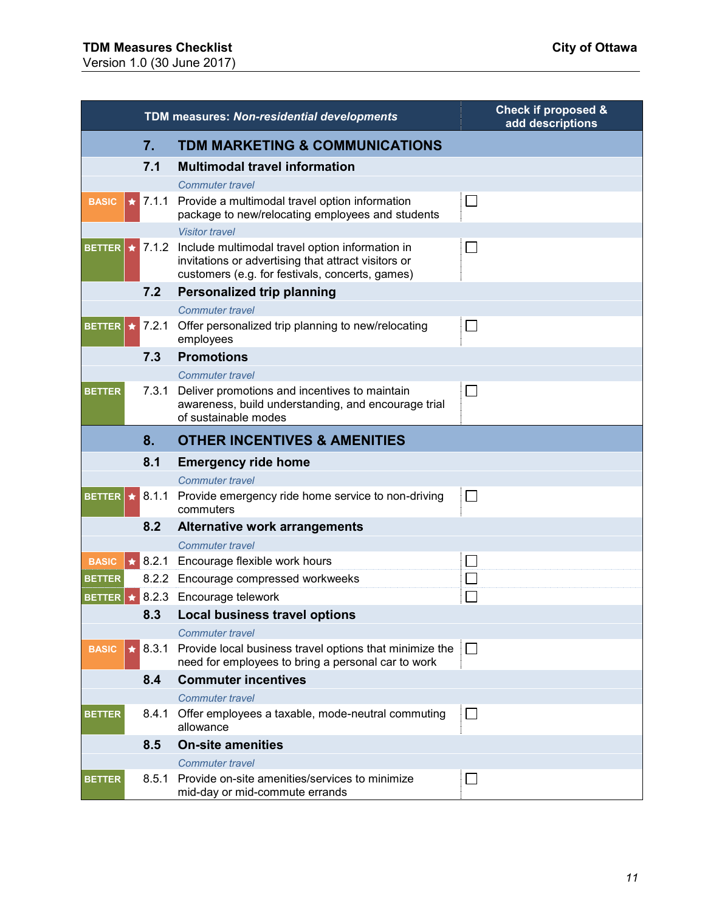| | | | TDM measures: *Non-residential developments* | Check if proposed & add descriptions |
|---|---|---|---|---|
| | | **7.** | **TDM MARKETING & COMMUNICATIONS** | |
| | | **7.1** | **Multimodal travel information** | |
| | | | *Commuter travel* | |
| BASIC | ★ | 7.1.1 | Provide a multimodal travel option information package to new/relocating employees and students | ☐ |
| | | | *Visitor travel* | |
| BETTER | ★ | 7.1.2 | Include multimodal travel option information in invitations or advertising that attract visitors or customers (e.g. for festivals, concerts, games) | ☐ |
| | | **7.2** | **Personalized trip planning** | |
| | | | *Commuter travel* | |
| BETTER | ★ | 7.2.1 | Offer personalized trip planning to new/relocating employees | ☐ |
| | | **7.3** | **Promotions** | |
| | | | *Commuter travel* | |
| BETTER | | 7.3.1 | Deliver promotions and incentives to maintain awareness, build understanding, and encourage trial of sustainable modes | ☐ |
| | | **8.** | **OTHER INCENTIVES & AMENITIES** | |
| | | **8.1** | **Emergency ride home** | |
| | | | *Commuter travel* | |
| BETTER | ★ | 8.1.1 | Provide emergency ride home service to non-driving commuters | ☐ |
| | | **8.2** | **Alternative work arrangements** | |
| | | | *Commuter travel* | |
| BASIC | ★ | 8.2.1 | Encourage flexible work hours | ☐ |
| BETTER | | 8.2.2 | Encourage compressed workweeks | ☐ |
| BETTER | ★ | 8.2.3 | Encourage telework | ☐ |
| | | **8.3** | **Local business travel options** | |
| | | | *Commuter travel* | |
| BASIC | ★ | 8.3.1 | Provide local business travel options that minimize the need for employees to bring a personal car to work | ☐ |
| | | **8.4** | **Commuter incentives** | |
| | | | *Commuter travel* | |
| BETTER | | 8.4.1 | Offer employees a taxable, mode-neutral commuting allowance | ☐ |
| | | **8.5** | **On-site amenities** | |
| | | | *Commuter travel* | |
| BETTER | | 8.5.1 | Provide on-site amenities/services to minimize mid-day or mid-commute errands | ☐ |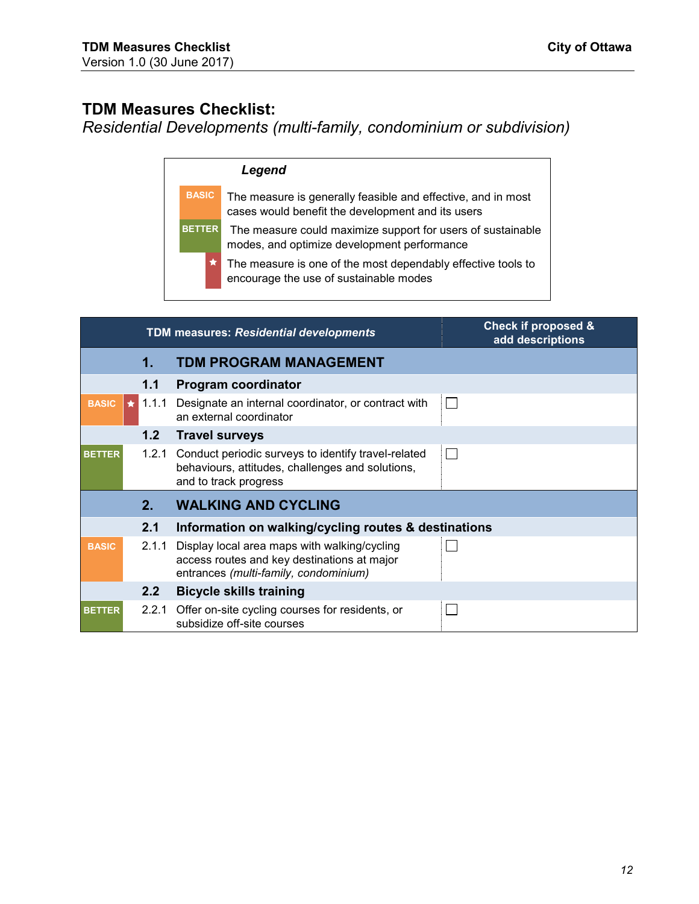# TDM Measures Checklist:

*Residential Developments (multi-family, condominium or subdivision)*

| *Legend* | |
|---|---|
| BASIC | The measure is generally feasible and effective, and in most cases would benefit the development and its users |
| BETTER | The measure could maximize support for users of sustainable modes, and optimize development performance |
| ★ | The measure is one of the most dependably effective tools to encourage the use of sustainable modes |

| | | | TDM measures: *Residential developments* | Check if proposed & add descriptions |
|---|---|---|---|---|
| | | **1.** | **TDM PROGRAM MANAGEMENT** | |
| | | **1.1** | **Program coordinator** | |
| BASIC | ★ | 1.1.1 | Designate an internal coordinator, or contract with an external coordinator | ☐ |
| | | **1.2** | **Travel surveys** | |
| BETTER | | 1.2.1 | Conduct periodic surveys to identify travel-related behaviours, attitudes, challenges and solutions, and to track progress | ☐ |
| | | **2.** | **WALKING AND CYCLING** | |
| | | **2.1** | **Information on walking/cycling routes & destinations** | |
| BASIC | | 2.1.1 | Display local area maps with walking/cycling access routes and key destinations at major entrances *(multi-family, condominium)* | ☐ |
| | | **2.2** | **Bicycle skills training** | |
| BETTER | | 2.2.1 | Offer on-site cycling courses for residents, or subsidize off-site courses | ☐ |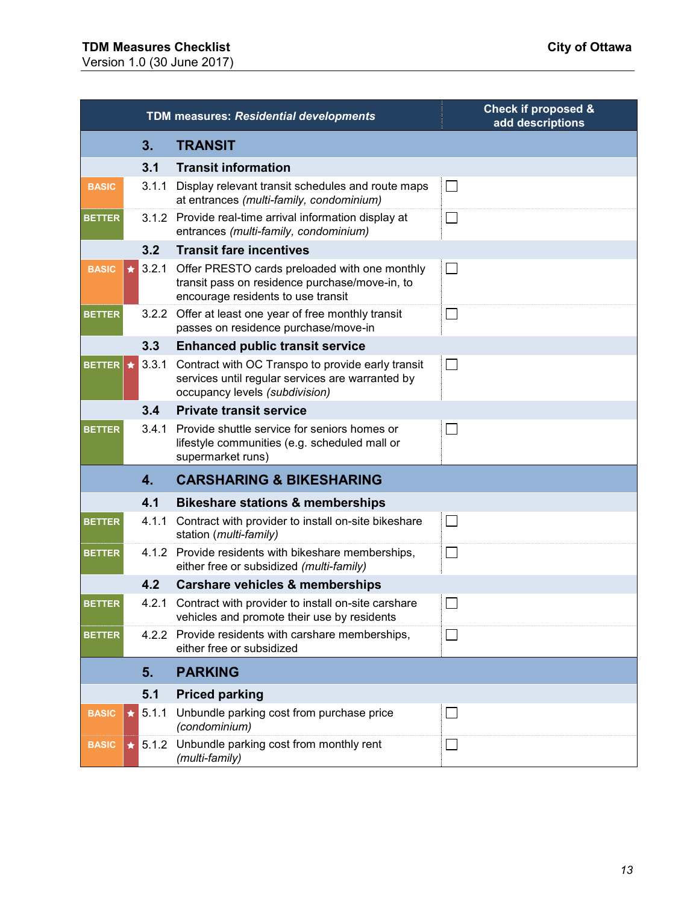| | | TDM measures: *Residential developments* | Check if proposed & add descriptions |
|---|---|---|---|
| | | **3. TRANSIT** | |
| | | **3.1 Transit information** | |
| BASIC | | 3.1.1 Display relevant transit schedules and route maps at entrances *(multi-family, condominium)* | ☐ |
| BETTER | | 3.1.2 Provide real-time arrival information display at entrances *(multi-family, condominium)* | ☐ |
| | | **3.2 Transit fare incentives** | |
| BASIC | ★ | 3.2.1 Offer PRESTO cards preloaded with one monthly transit pass on residence purchase/move-in, to encourage residents to use transit | ☐ |
| BETTER | | 3.2.2 Offer at least one year of free monthly transit passes on residence purchase/move-in | ☐ |
| | | **3.3 Enhanced public transit service** | |
| BETTER | ★ | 3.3.1 Contract with OC Transpo to provide early transit services until regular services are warranted by occupancy levels *(subdivision)* | ☐ |
| | | **3.4 Private transit service** | |
| BETTER | | 3.4.1 Provide shuttle service for seniors homes or lifestyle communities (e.g. scheduled mall or supermarket runs) | ☐ |
| | | **4. CARSHARING & BIKESHARING** | |
| | | **4.1 Bikeshare stations & memberships** | |
| BETTER | | 4.1.1 Contract with provider to install on-site bikeshare station (*multi-family)* | ☐ |
| BETTER | | 4.1.2 Provide residents with bikeshare memberships, either free or subsidized *(multi-family)* | ☐ |
| | | **4.2 Carshare vehicles & memberships** | |
| BETTER | | 4.2.1 Contract with provider to install on-site carshare vehicles and promote their use by residents | ☐ |
| BETTER | | 4.2.2 Provide residents with carshare memberships, either free or subsidized | ☐ |
| | | **5. PARKING** | |
| | | **5.1 Priced parking** | |
| BASIC | ★ | 5.1.1 Unbundle parking cost from purchase price *(condominium)* | ☐ |
| BASIC | ★ | 5.1.2 Unbundle parking cost from monthly rent *(multi-family)* | ☐ |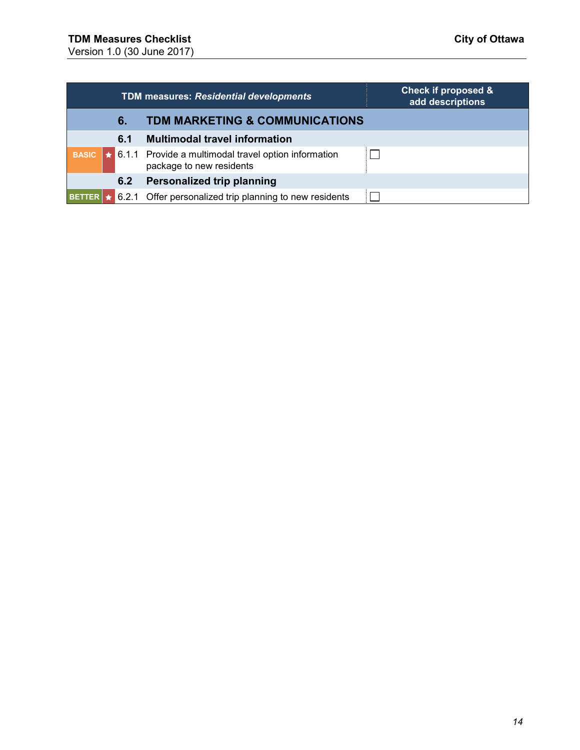| TDM measures: *Residential developments* | | | | Check if proposed & add descriptions |
|---|---|---|---|---|
| | | **6.** | **TDM MARKETING & COMMUNICATIONS** | |
| | | **6.1** | **Multimodal travel information** | |
| BASIC | ★ | 6.1.1 | Provide a multimodal travel option information package to new residents | ☐ |
| | | **6.2** | **Personalized trip planning** | |
| BETTER | ★ | 6.2.1 | Offer personalized trip planning to new residents | ☐ |